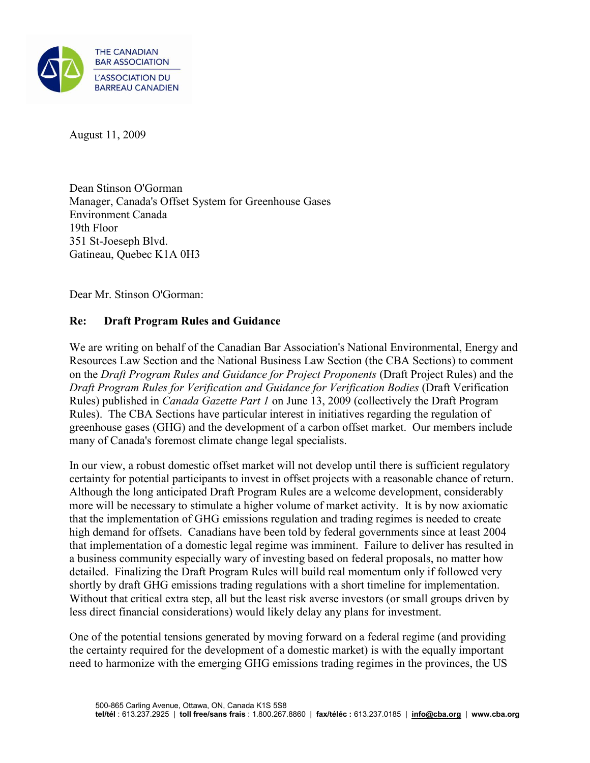THE CANADIAN BAR ASSOCIATION
L'ASSOCIATION DU BARREAU CANADIEN

August 11, 2009

Dean Stinson O'Gorman
Manager, Canada's Offset System for Greenhouse Gases
Environment Canada
19th Floor
351 St-Joeseph Blvd.
Gatineau, Quebec K1A 0H3

Dear Mr. Stinson O'Gorman:

**Re: Draft Program Rules and Guidance**

We are writing on behalf of the Canadian Bar Association's National Environmental, Energy and Resources Law Section and the National Business Law Section (the CBA Sections) to comment on the *Draft Program Rules and Guidance for Project Proponents* (Draft Project Rules) and the *Draft Program Rules for Verification and Guidance for Verification Bodies* (Draft Verification Rules) published in *Canada Gazette Part 1* on June 13, 2009 (collectively the Draft Program Rules). The CBA Sections have particular interest in initiatives regarding the regulation of greenhouse gases (GHG) and the development of a carbon offset market. Our members include many of Canada's foremost climate change legal specialists.

In our view, a robust domestic offset market will not develop until there is sufficient regulatory certainty for potential participants to invest in offset projects with a reasonable chance of return. Although the long anticipated Draft Program Rules are a welcome development, considerably more will be necessary to stimulate a higher volume of market activity. It is by now axiomatic that the implementation of GHG emissions regulation and trading regimes is needed to create high demand for offsets. Canadians have been told by federal governments since at least 2004 that implementation of a domestic legal regime was imminent. Failure to deliver has resulted in a business community especially wary of investing based on federal proposals, no matter how detailed. Finalizing the Draft Program Rules will build real momentum only if followed very shortly by draft GHG emissions trading regulations with a short timeline for implementation. Without that critical extra step, all but the least risk averse investors (or small groups driven by less direct financial considerations) would likely delay any plans for investment.

One of the potential tensions generated by moving forward on a federal regime (and providing the certainty required for the development of a domestic market) is with the equally important need to harmonize with the emerging GHG emissions trading regimes in the provinces, the US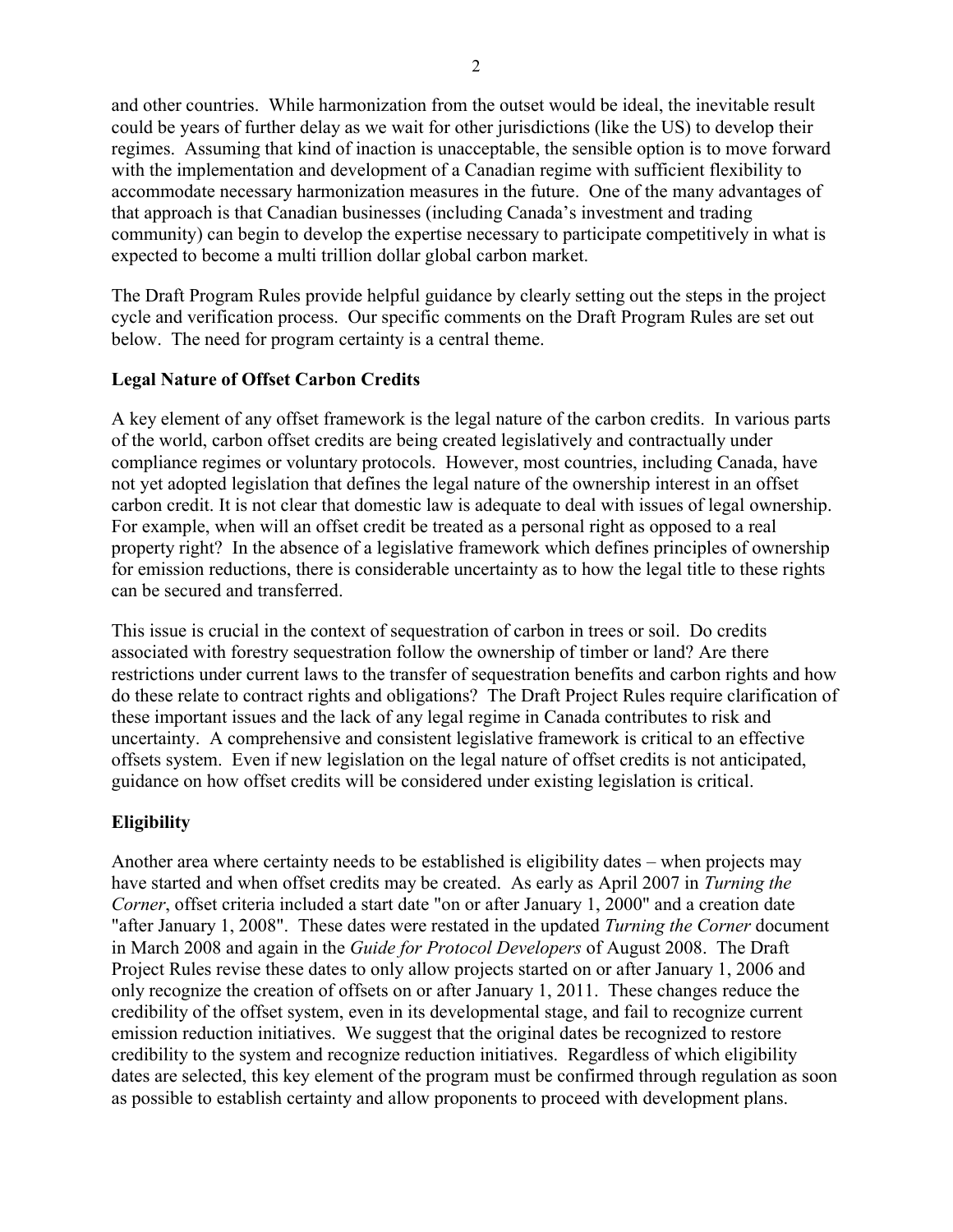and other countries. While harmonization from the outset would be ideal, the inevitable result could be years of further delay as we wait for other jurisdictions (like the US) to develop their regimes. Assuming that kind of inaction is unacceptable, the sensible option is to move forward with the implementation and development of a Canadian regime with sufficient flexibility to accommodate necessary harmonization measures in the future. One of the many advantages of that approach is that Canadian businesses (including Canada's investment and trading community) can begin to develop the expertise necessary to participate competitively in what is expected to become a multi trillion dollar global carbon market.

The Draft Program Rules provide helpful guidance by clearly setting out the steps in the project cycle and verification process. Our specific comments on the Draft Program Rules are set out below. The need for program certainty is a central theme.

**Legal Nature of Offset Carbon Credits**

A key element of any offset framework is the legal nature of the carbon credits. In various parts of the world, carbon offset credits are being created legislatively and contractually under compliance regimes or voluntary protocols. However, most countries, including Canada, have not yet adopted legislation that defines the legal nature of the ownership interest in an offset carbon credit. It is not clear that domestic law is adequate to deal with issues of legal ownership. For example, when will an offset credit be treated as a personal right as opposed to a real property right? In the absence of a legislative framework which defines principles of ownership for emission reductions, there is considerable uncertainty as to how the legal title to these rights can be secured and transferred.

This issue is crucial in the context of sequestration of carbon in trees or soil. Do credits associated with forestry sequestration follow the ownership of timber or land? Are there restrictions under current laws to the transfer of sequestration benefits and carbon rights and how do these relate to contract rights and obligations? The Draft Project Rules require clarification of these important issues and the lack of any legal regime in Canada contributes to risk and uncertainty. A comprehensive and consistent legislative framework is critical to an effective offsets system. Even if new legislation on the legal nature of offset credits is not anticipated, guidance on how offset credits will be considered under existing legislation is critical.

**Eligibility**

Another area where certainty needs to be established is eligibility dates – when projects may have started and when offset credits may be created. As early as April 2007 in *Turning the Corner*, offset criteria included a start date "on or after January 1, 2000" and a creation date "after January 1, 2008". These dates were restated in the updated *Turning the Corner* document in March 2008 and again in the *Guide for Protocol Developers* of August 2008. The Draft Project Rules revise these dates to only allow projects started on or after January 1, 2006 and only recognize the creation of offsets on or after January 1, 2011. These changes reduce the credibility of the offset system, even in its developmental stage, and fail to recognize current emission reduction initiatives. We suggest that the original dates be recognized to restore credibility to the system and recognize reduction initiatives. Regardless of which eligibility dates are selected, this key element of the program must be confirmed through regulation as soon as possible to establish certainty and allow proponents to proceed with development plans.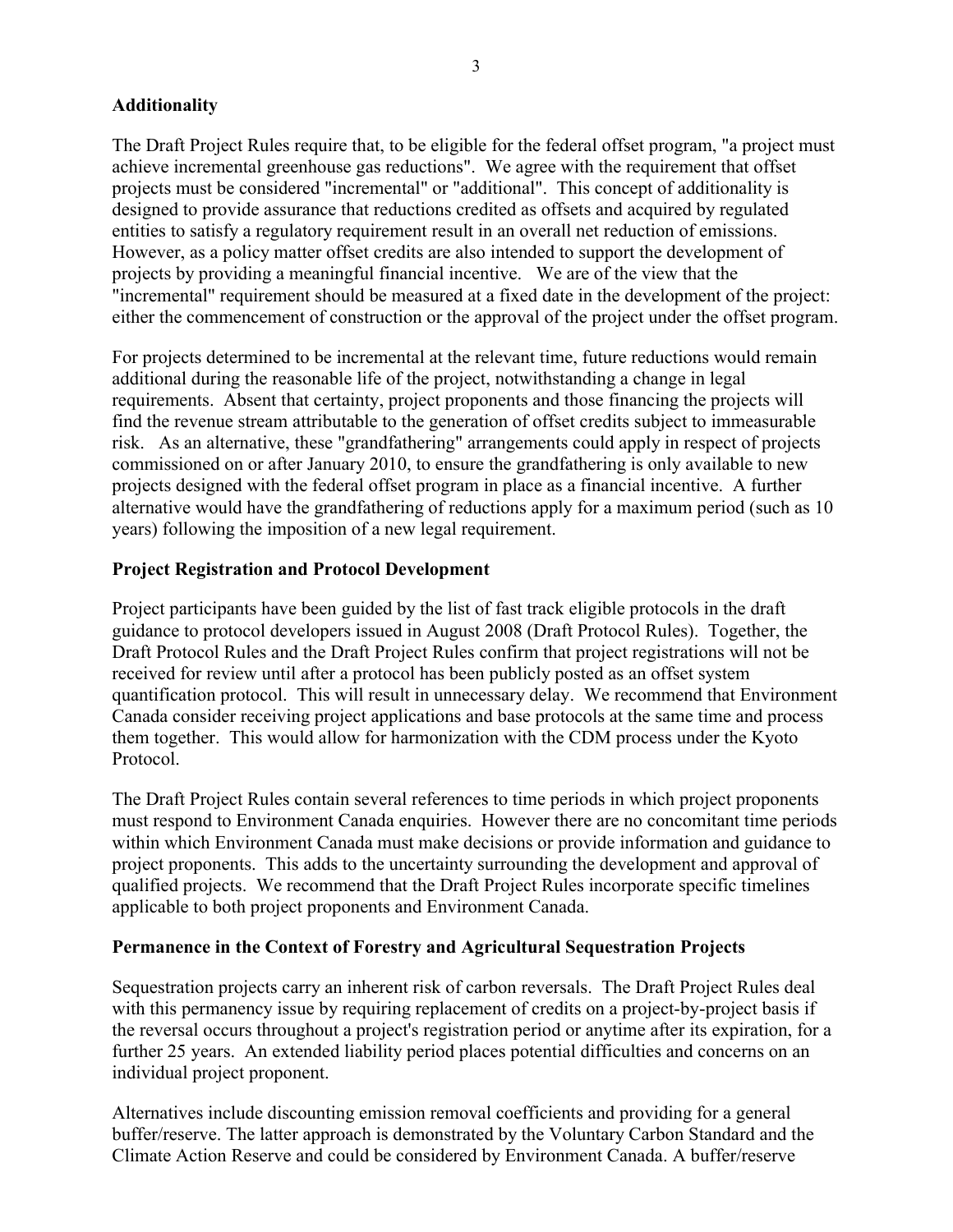**Additionality**

The Draft Project Rules require that, to be eligible for the federal offset program, "a project must achieve incremental greenhouse gas reductions". We agree with the requirement that offset projects must be considered "incremental" or "additional". This concept of additionality is designed to provide assurance that reductions credited as offsets and acquired by regulated entities to satisfy a regulatory requirement result in an overall net reduction of emissions. However, as a policy matter offset credits are also intended to support the development of projects by providing a meaningful financial incentive. We are of the view that the "incremental" requirement should be measured at a fixed date in the development of the project: either the commencement of construction or the approval of the project under the offset program.

For projects determined to be incremental at the relevant time, future reductions would remain additional during the reasonable life of the project, notwithstanding a change in legal requirements. Absent that certainty, project proponents and those financing the projects will find the revenue stream attributable to the generation of offset credits subject to immeasurable risk. As an alternative, these "grandfathering" arrangements could apply in respect of projects commissioned on or after January 2010, to ensure the grandfathering is only available to new projects designed with the federal offset program in place as a financial incentive. A further alternative would have the grandfathering of reductions apply for a maximum period (such as 10 years) following the imposition of a new legal requirement.

**Project Registration and Protocol Development**

Project participants have been guided by the list of fast track eligible protocols in the draft guidance to protocol developers issued in August 2008 (Draft Protocol Rules). Together, the Draft Protocol Rules and the Draft Project Rules confirm that project registrations will not be received for review until after a protocol has been publicly posted as an offset system quantification protocol. This will result in unnecessary delay. We recommend that Environment Canada consider receiving project applications and base protocols at the same time and process them together. This would allow for harmonization with the CDM process under the Kyoto Protocol.

The Draft Project Rules contain several references to time periods in which project proponents must respond to Environment Canada enquiries. However there are no concomitant time periods within which Environment Canada must make decisions or provide information and guidance to project proponents. This adds to the uncertainty surrounding the development and approval of qualified projects. We recommend that the Draft Project Rules incorporate specific timelines applicable to both project proponents and Environment Canada.

**Permanence in the Context of Forestry and Agricultural Sequestration Projects**

Sequestration projects carry an inherent risk of carbon reversals. The Draft Project Rules deal with this permanency issue by requiring replacement of credits on a project-by-project basis if the reversal occurs throughout a project's registration period or anytime after its expiration, for a further 25 years. An extended liability period places potential difficulties and concerns on an individual project proponent.

Alternatives include discounting emission removal coefficients and providing for a general buffer/reserve. The latter approach is demonstrated by the Voluntary Carbon Standard and the Climate Action Reserve and could be considered by Environment Canada. A buffer/reserve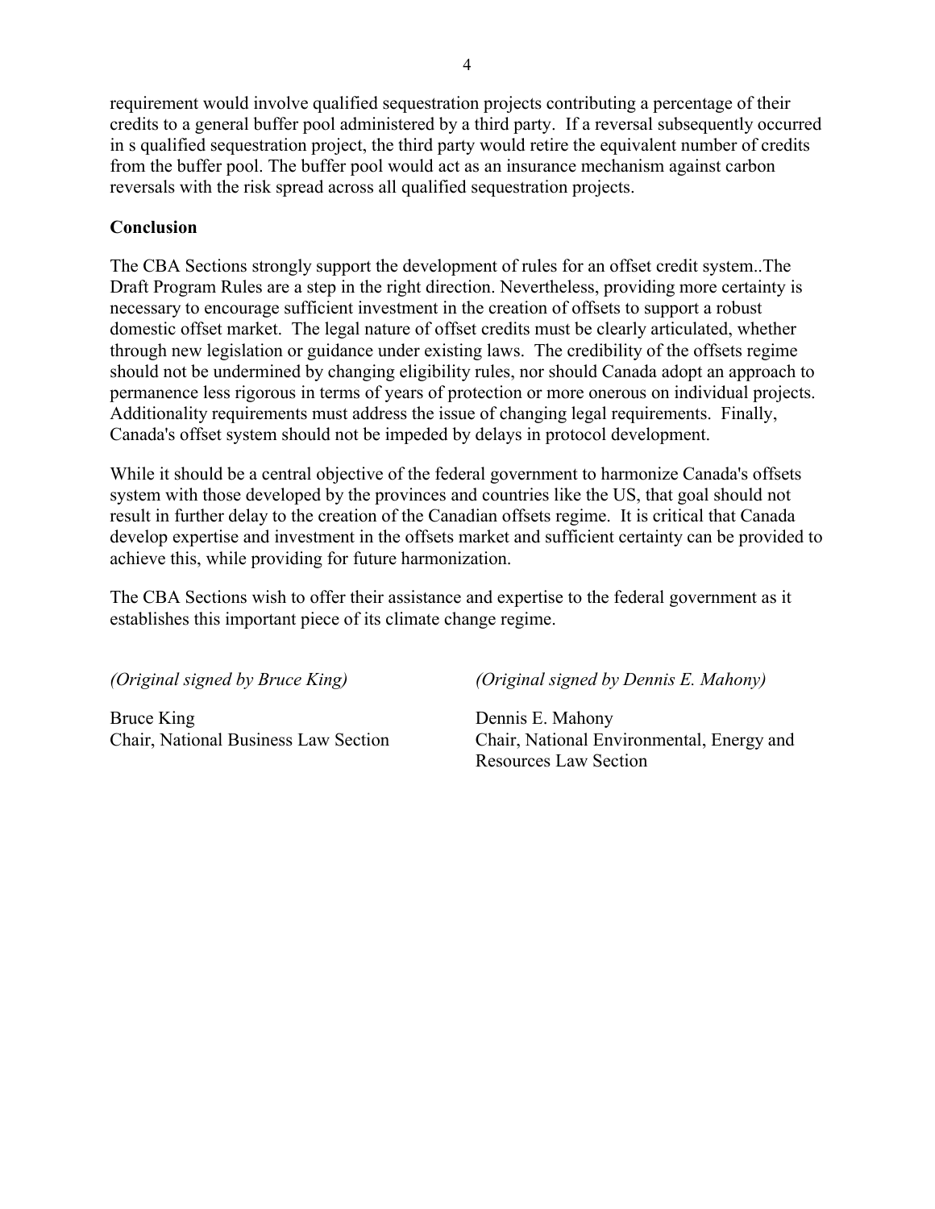requirement would involve qualified sequestration projects contributing a percentage of their credits to a general buffer pool administered by a third party. If a reversal subsequently occurred in s qualified sequestration project, the third party would retire the equivalent number of credits from the buffer pool. The buffer pool would act as an insurance mechanism against carbon reversals with the risk spread across all qualified sequestration projects.

**Conclusion**

The CBA Sections strongly support the development of rules for an offset credit system..The Draft Program Rules are a step in the right direction. Nevertheless, providing more certainty is necessary to encourage sufficient investment in the creation of offsets to support a robust domestic offset market. The legal nature of offset credits must be clearly articulated, whether through new legislation or guidance under existing laws. The credibility of the offsets regime should not be undermined by changing eligibility rules, nor should Canada adopt an approach to permanence less rigorous in terms of years of protection or more onerous on individual projects. Additionality requirements must address the issue of changing legal requirements. Finally, Canada's offset system should not be impeded by delays in protocol development.

While it should be a central objective of the federal government to harmonize Canada's offsets system with those developed by the provinces and countries like the US, that goal should not result in further delay to the creation of the Canadian offsets regime. It is critical that Canada develop expertise and investment in the offsets market and sufficient certainty can be provided to achieve this, while providing for future harmonization.

The CBA Sections wish to offer their assistance and expertise to the federal government as it establishes this important piece of its climate change regime.

*(Original signed by Bruce King)*

Bruce King
Chair, National Business Law Section

*(Original signed by Dennis E. Mahony)*

Dennis E. Mahony
Chair, National Environmental, Energy and Resources Law Section